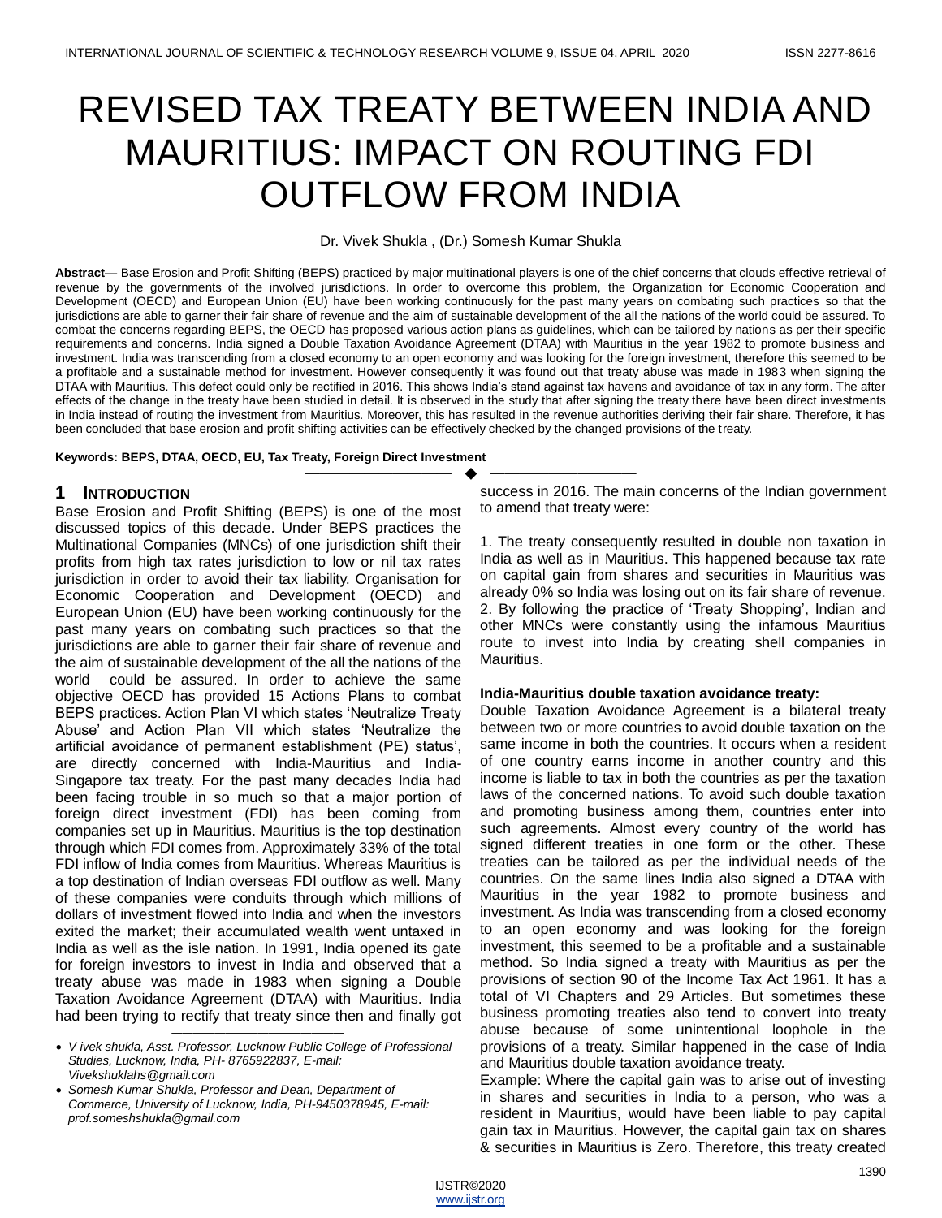# REVISED TAX TREATY BETWEEN INDIA AND MAURITIUS: IMPACT ON ROUTING FDI OUTFLOW FROM INDIA

Dr. Vivek Shukla , (Dr.) Somesh Kumar Shukla

**Abstract**— Base Erosion and Profit Shifting (BEPS) practiced by major multinational players is one of the chief concerns that clouds effective retrieval of revenue by the governments of the involved jurisdictions. In order to overcome this problem, the Organization for Economic Cooperation and Development (OECD) and European Union (EU) have been working continuously for the past many years on combating such practices so that the jurisdictions are able to garner their fair share of revenue and the aim of sustainable development of the all the nations of the world could be assured. To combat the concerns regarding BEPS, the OECD has proposed various action plans as guidelines, which can be tailored by nations as per their specific requirements and concerns. India signed a Double Taxation Avoidance Agreement (DTAA) with Mauritius in the year 1982 to promote business and investment. India was transcending from a closed economy to an open economy and was looking for the foreign investment, therefore this seemed to be a profitable and a sustainable method for investment. However consequently it was found out that treaty abuse was made in 1983 when signing the DTAA with Mauritius. This defect could only be rectified in 2016. This shows India's stand against tax havens and avoidance of tax in any form. The after effects of the change in the treaty have been studied in detail. It is observed in the study that after signing the treaty there have been direct investments in India instead of routing the investment from Mauritius. Moreover, this has resulted in the revenue authorities deriving their fair share. Therefore, it has been concluded that base erosion and profit shifting activities can be effectively checked by the changed provisions of the treaty.

**Keywords: BEPS, DTAA, OECD, EU, Tax Treaty, Foreign Direct Investment**

## 1 INTRODUCTION

Base Erosion and Profit Shifting (BEPS) is one of the most discussed topics of this decade. Under BEPS practices the Multinational Companies (MNCs) of one jurisdiction shift their profits from high tax rates jurisdiction to low or nil tax rates jurisdiction in order to avoid their tax liability. Organisation for Economic Cooperation and Development (OECD) and European Union (EU) have been working continuously for the past many years on combating such practices so that the jurisdictions are able to garner their fair share of revenue and the aim of sustainable development of the all the nations of the world could be assured. In order to achieve the same objective OECD has provided 15 Actions Plans to combat BEPS practices. Action Plan VI which states 'Neutralize Treaty Abuse' and Action Plan VII which states 'Neutralize the artificial avoidance of permanent establishment (PE) status', are directly concerned with India-Mauritius and India-Singapore tax treaty. For the past many decades India had been facing trouble in so much so that a major portion of foreign direct investment (FDI) has been coming from companies set up in Mauritius. Mauritius is the top destination through which FDI comes from. Approximately 33% of the total FDI inflow of India comes from Mauritius. Whereas Mauritius is a top destination of Indian overseas FDI outflow as well. Many of these companies were conduits through which millions of dollars of investment flowed into India and when the investors exited the market; their accumulated wealth went untaxed in India as well as the isle nation. In 1991, India opened its gate for foreign investors to invest in India and observed that a treaty abuse was made in 1983 when signing a Double Taxation Avoidance Agreement (DTAA) with Mauritius. India had been trying to rectify that treaty since then and finally got success in 2016. The main concerns of the Indian government to amend that treaty were:

1. The treaty consequently resulted in double non taxation in India as well as in Mauritius. This happened because tax rate on capital gain from shares and securities in Mauritius was already 0% so India was losing out on its fair share of revenue.
2. By following the practice of 'Treaty Shopping', Indian and other MNCs were constantly using the infamous Mauritius route to invest into India by creating shell companies in Mauritius.

**India-Mauritius double taxation avoidance treaty:**

Double Taxation Avoidance Agreement is a bilateral treaty between two or more countries to avoid double taxation on the same income in both the countries. It occurs when a resident of one country earns income in another country and this income is liable to tax in both the countries as per the taxation laws of the concerned nations. To avoid such double taxation and promoting business among them, countries enter into such agreements. Almost every country of the world has signed different treaties in one form or the other. These treaties can be tailored as per the individual needs of the countries. On the same lines India also signed a DTAA with Mauritius in the year 1982 to promote business and investment. As India was transcending from a closed economy to an open economy and was looking for the foreign investment, this seemed to be a profitable and a sustainable method. So India signed a treaty with Mauritius as per the provisions of section 90 of the Income Tax Act 1961. It has a total of VI Chapters and 29 Articles. But sometimes these business promoting treaties also tend to convert into treaty abuse because of some unintentional loophole in the provisions of a treaty. Similar happened in the case of India and Mauritius double taxation avoidance treaty.

Example: Where the capital gain was to arise out of investing in shares and securities in India to a person, who was a resident in Mauritius, would have been liable to pay capital gain tax in Mauritius. However, the capital gain tax on shares & securities in Mauritius is Zero. Therefore, this treaty created

---

- *V ivek shukla, Asst. Professor, Lucknow Public College of Professional Studies, Lucknow, India, PH- 8765922837, E-mail: Vivekshuklahs@gmail.com*
- *Somesh Kumar Shukla, Professor and Dean, Department of Commerce, University of Lucknow, India, PH-9450378945, E-mail: prof.someshshukla@gmail.com*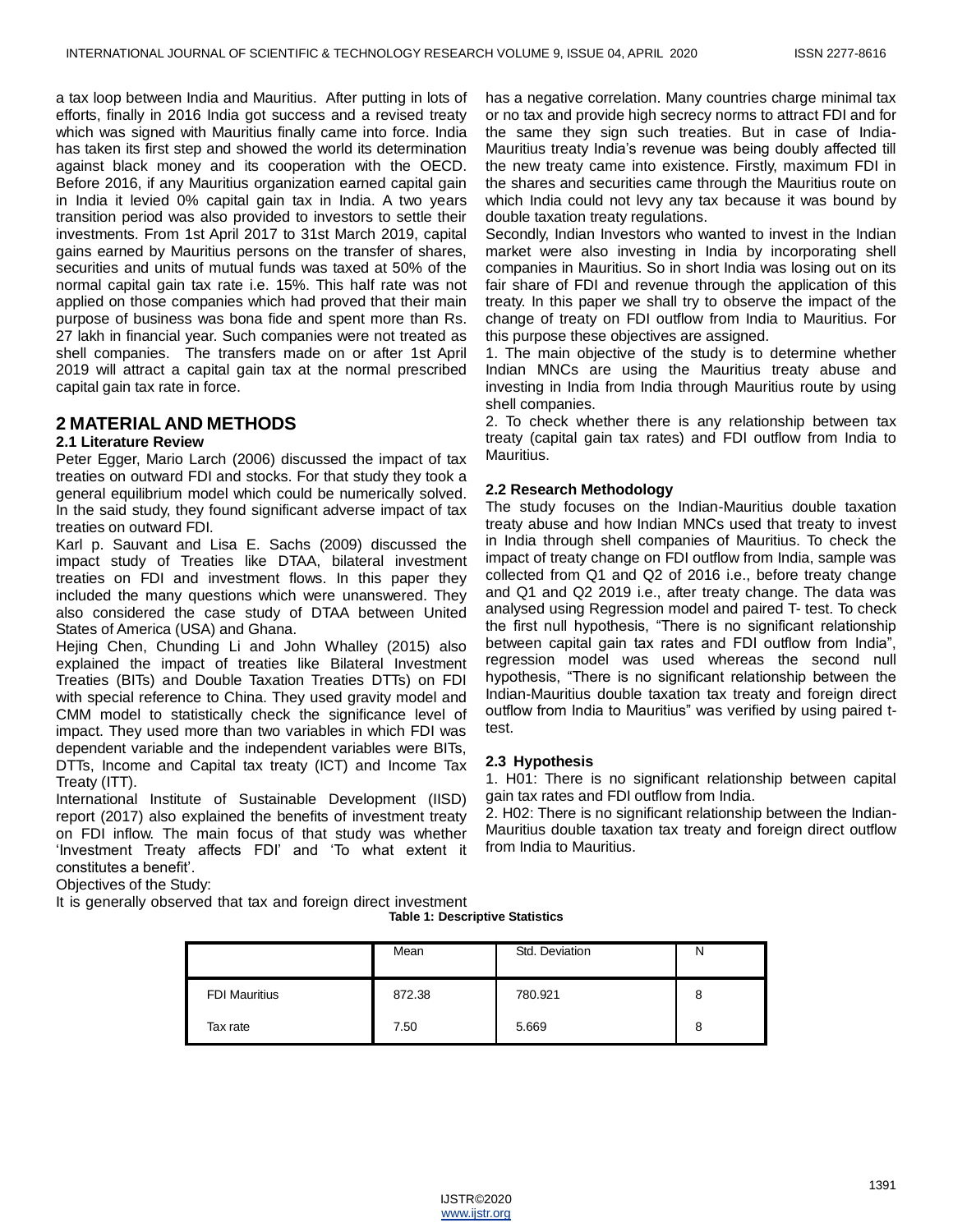a tax loop between India and Mauritius. After putting in lots of efforts, finally in 2016 India got success and a revised treaty which was signed with Mauritius finally came into force. India has taken its first step and showed the world its determination against black money and its cooperation with the OECD. Before 2016, if any Mauritius organization earned capital gain in India it levied 0% capital gain tax in India. A two years transition period was also provided to investors to settle their investments. From 1st April 2017 to 31st March 2019, capital gains earned by Mauritius persons on the transfer of shares, securities and units of mutual funds was taxed at 50% of the normal capital gain tax rate i.e. 15%. This half rate was not applied on those companies which had proved that their main purpose of business was bona fide and spent more than Rs. 27 lakh in financial year. Such companies were not treated as shell companies. The transfers made on or after 1st April 2019 will attract a capital gain tax at the normal prescribed capital gain tax rate in force.

## 2 MATERIAL AND METHODS

### 2.1 Literature Review

Peter Egger, Mario Larch (2006) discussed the impact of tax treaties on outward FDI and stocks. For that study they took a general equilibrium model which could be numerically solved. In the said study, they found significant adverse impact of tax treaties on outward FDI.

Karl p. Sauvant and Lisa E. Sachs (2009) discussed the impact study of Treaties like DTAA, bilateral investment treaties on FDI and investment flows. In this paper they included the many questions which were unanswered. They also considered the case study of DTAA between United States of America (USA) and Ghana.

Hejing Chen, Chunding Li and John Whalley (2015) also explained the impact of treaties like Bilateral Investment Treaties (BITs) and Double Taxation Treaties DTTs) on FDI with special reference to China. They used gravity model and CMM model to statistically check the significance level of impact. They used more than two variables in which FDI was dependent variable and the independent variables were BITs, DTTs, Income and Capital tax treaty (ICT) and Income Tax Treaty (ITT).

International Institute of Sustainable Development (IISD) report (2017) also explained the benefits of investment treaty on FDI inflow. The main focus of that study was whether 'Investment Treaty affects FDI' and 'To what extent it constitutes a benefit'.

Objectives of the Study:

It is generally observed that tax and foreign direct investment has a negative correlation. Many countries charge minimal tax or no tax and provide high secrecy norms to attract FDI and for the same they sign such treaties. But in case of India-Mauritius treaty India's revenue was being doubly affected till the new treaty came into existence. Firstly, maximum FDI in the shares and securities came through the Mauritius route on which India could not levy any tax because it was bound by double taxation treaty regulations.

Secondly, Indian Investors who wanted to invest in the Indian market were also investing in India by incorporating shell companies in Mauritius. So in short India was losing out on its fair share of FDI and revenue through the application of this treaty. In this paper we shall try to observe the impact of the change of treaty on FDI outflow from India to Mauritius. For this purpose these objectives are assigned.

1. The main objective of the study is to determine whether Indian MNCs are using the Mauritius treaty abuse and investing in India from India through Mauritius route by using shell companies.
2. To check whether there is any relationship between tax treaty (capital gain tax rates) and FDI outflow from India to Mauritius.

### 2.2 Research Methodology

The study focuses on the Indian-Mauritius double taxation treaty abuse and how Indian MNCs used that treaty to invest in India through shell companies of Mauritius. To check the impact of treaty change on FDI outflow from India, sample was collected from Q1 and Q2 of 2016 i.e., before treaty change and Q1 and Q2 2019 i.e., after treaty change. The data was analysed using Regression model and paired T- test. To check the first null hypothesis, "There is no significant relationship between capital gain tax rates and FDI outflow from India", regression model was used whereas the second null hypothesis, "There is no significant relationship between the Indian-Mauritius double taxation tax treaty and foreign direct outflow from India to Mauritius" was verified by using paired t-test.

### 2.3 Hypothesis

1. H01: There is no significant relationship between capital gain tax rates and FDI outflow from India.
2. H02: There is no significant relationship between the Indian-Mauritius double taxation tax treaty and foreign direct outflow from India to Mauritius.

**Table 1: Descriptive Statistics**

| | Mean | Std. Deviation | N |
|---|---|---|---|
| FDI Mauritius | 872.38 | 780.921 | 8 |
| Tax rate | 7.50 | 5.669 | 8 |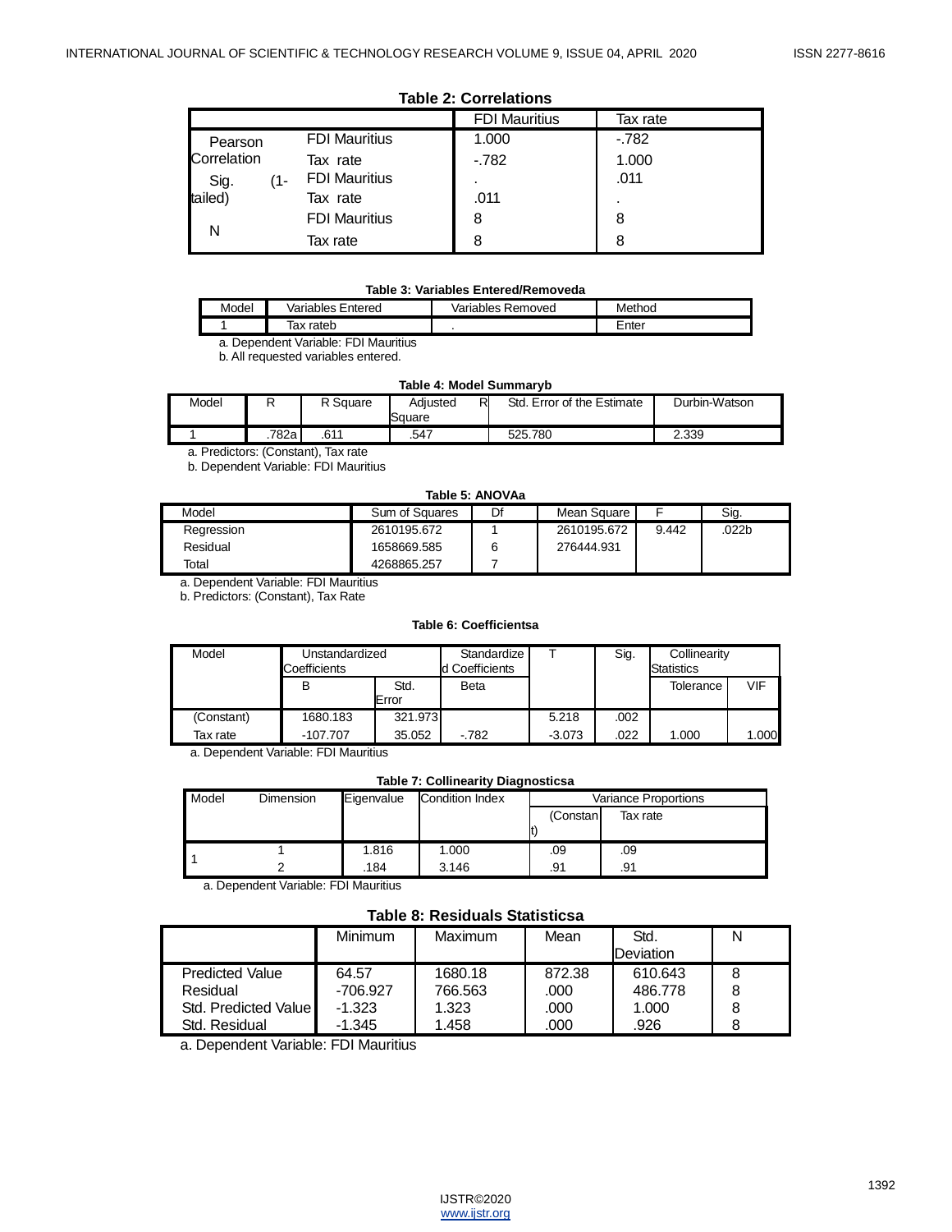**Table 2: Correlations**

| | | FDI Mauritius | Tax rate |
|---|---|---|---|
| Pearson Correlation | FDI Mauritius | 1.000 | -.782 |
| | Tax rate | -.782 | 1.000 |
| Sig. (1-tailed) | FDI Mauritius | . | .011 |
| | Tax rate | .011 | . |
| N | FDI Mauritius | 8 | 8 |
| | Tax rate | 8 | 8 |

**Table 3: Variables Entered/Removeda**

| Model | Variables Entered | Variables Removed | Method |
|---|---|---|---|
| 1 | Tax rateb | . | Enter |

a. Dependent Variable: FDI Mauritius
b. All requested variables entered.

**Table 4: Model Summaryb**

| Model | R | R Square | Adjusted R Square | Std. Error of the Estimate | Durbin-Watson |
|---|---|---|---|---|---|
| 1 | .782a | .611 | .547 | 525.780 | 2.339 |

a. Predictors: (Constant), Tax rate
b. Dependent Variable: FDI Mauritius

**Table 5: ANOVAa**

| Model | Sum of Squares | Df | Mean Square | F | Sig. |
|---|---|---|---|---|---|
| Regression | 2610195.672 | 1 | 2610195.672 | 9.442 | .022b |
| Residual | 1658669.585 | 6 | 276444.931 | | |
| Total | 4268865.257 | 7 | | | |

a. Dependent Variable: FDI Mauritius
b. Predictors: (Constant), Tax Rate

**Table 6: Coefficientsa**

| Model | Unstandardized Coefficients | | Standardized Coefficients | T | Sig. | Collinearity Statistics | |
|---|---|---|---|---|---|---|---|
| | B | Std. Error | Beta | | | Tolerance | VIF |
| (Constant) | 1680.183 | 321.973 | | 5.218 | .002 | | |
| Tax rate | -107.707 | 35.052 | -.782 | -3.073 | .022 | 1.000 | 1.000 |

a. Dependent Variable: FDI Mauritius

**Table 7: Collinearity Diagnosticsa**

| Model | Dimension | Eigenvalue | Condition Index | Variance Proportions | |
|---|---|---|---|---|---|
| | | | | (Constant) | Tax rate |
| 1 | 1 | 1.816 | 1.000 | .09 | .09 |
| | 2 | .184 | 3.146 | .91 | .91 |

a. Dependent Variable: FDI Mauritius

**Table 8: Residuals Statisticsa**

| | Minimum | Maximum | Mean | Std. Deviation | N |
|---|---|---|---|---|---|
| Predicted Value | 64.57 | 1680.18 | 872.38 | 610.643 | 8 |
| Residual | -706.927 | 766.563 | .000 | 486.778 | 8 |
| Std. Predicted Value | -1.323 | 1.323 | .000 | 1.000 | 8 |
| Std. Residual | -1.345 | 1.458 | .000 | .926 | 8 |

a. Dependent Variable: FDI Mauritius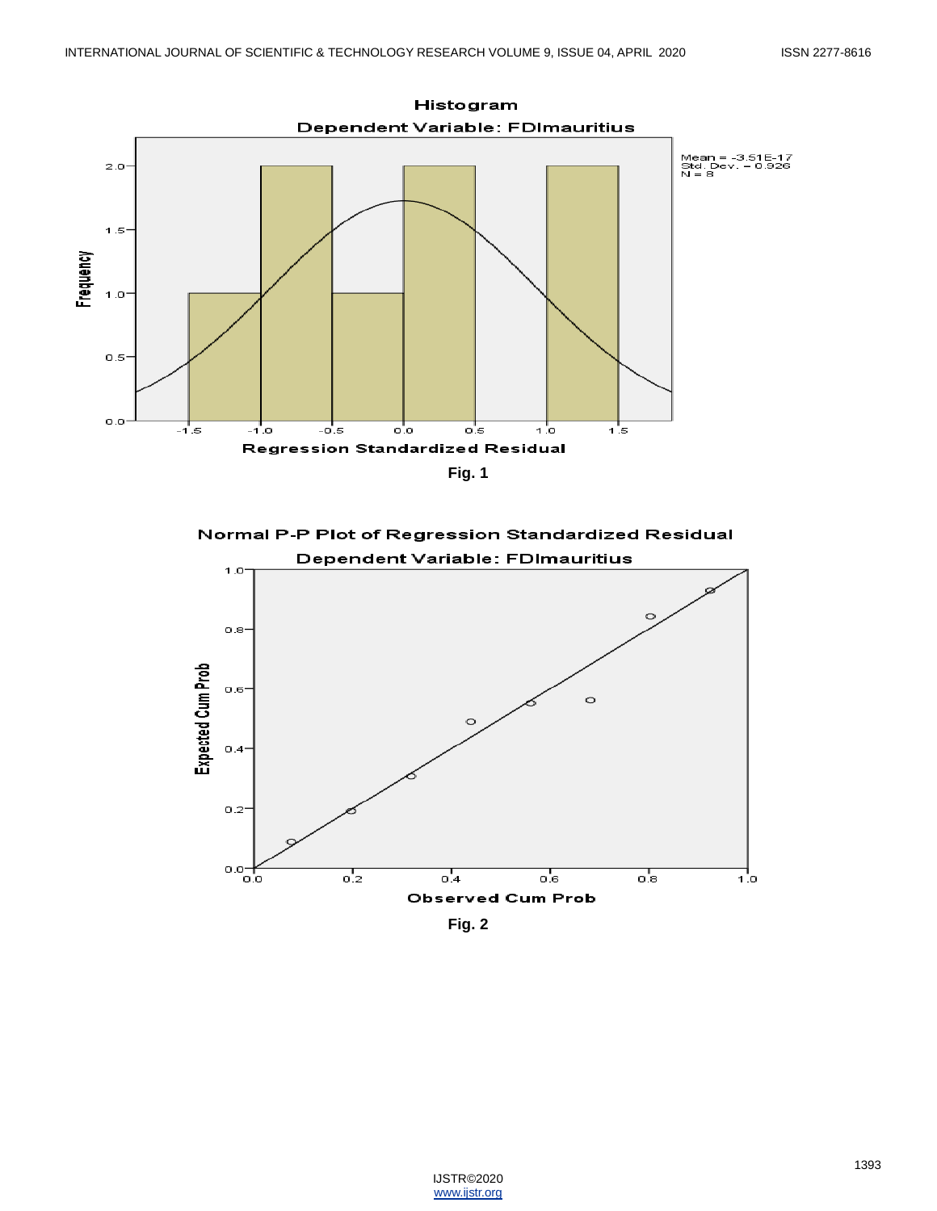Histogram

Dependent Variable: FDImauritius

Mean = -3.51E-17
Std. Dev. = 0.926
N = 8

Frequency

Regression Standardized Residual

**Fig. 1**

Normal P-P Plot of Regression Standardized Residual

Dependent Variable: FDImauritius

Expected Cum Prob

Observed Cum Prob

**Fig. 2**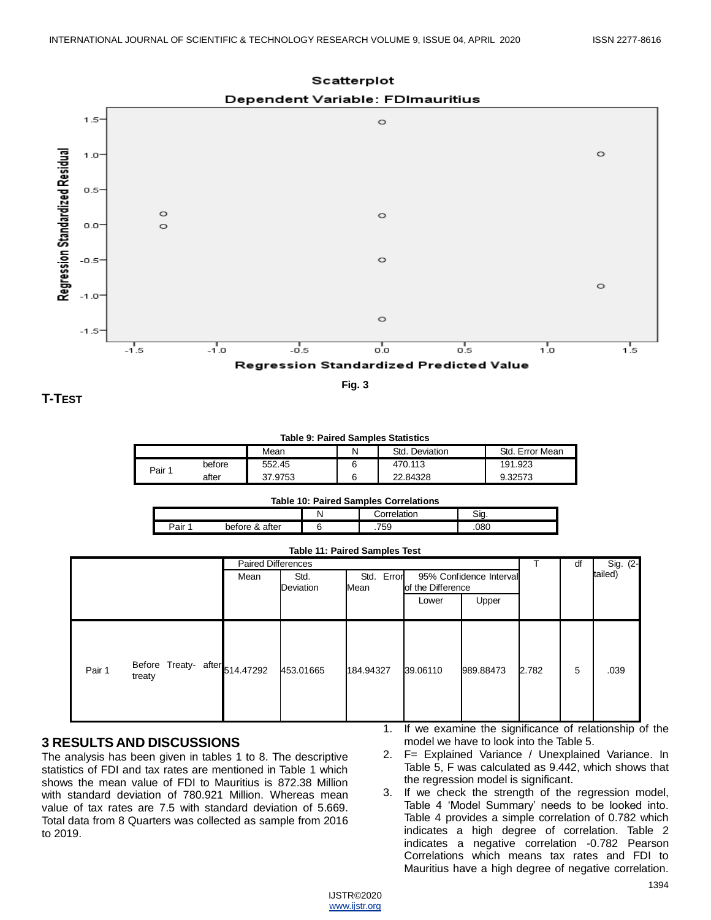Fig. 3

## T-TEST

**Table 9: Paired Samples Statistics**

| | | Mean | N | Std. Deviation | Std. Error Mean |
|---|---|---|---|---|---|
| Pair 1 | before | 552.45 | 6 | 470.113 | 191.923 |
| | after | 37.9753 | 6 | 22.84328 | 9.32573 |

**Table 10: Paired Samples Correlations**

| | | N | Correlation | Sig. |
|---|---|---|---|---|
| Pair 1 | before & after | 6 | .759 | .080 |

**Table 11: Paired Samples Test**

| | | Paired Differences | | | | | T | df | Sig. (2-tailed) |
|---|---|---|---|---|---|---|---|---|---|
| | | Mean | Std. Deviation | Std. Error Mean | 95% Confidence Interval of the Difference | | | | |
| | | | | | Lower | Upper | | | |
| Pair 1 | Before Treaty- after treaty | 514.47292 | 453.01665 | 184.94327 | 39.06110 | 989.88473 | 2.782 | 5 | .039 |

## 3 RESULTS AND DISCUSSIONS

The analysis has been given in tables 1 to 8. The descriptive statistics of FDI and tax rates are mentioned in Table 1 which shows the mean value of FDI to Mauritius is 872.38 Million with standard deviation of 780.921 Million. Whereas mean value of tax rates are 7.5 with standard deviation of 5.669. Total data from 8 Quarters was collected as sample from 2016 to 2019.

1. If we examine the significance of relationship of the model we have to look into the Table 5.
2. F= Explained Variance / Unexplained Variance. In Table 5, F was calculated as 9.442, which shows that the regression model is significant.
3. If we check the strength of the regression model, Table 4 'Model Summary' needs to be looked into. Table 4 provides a simple correlation of 0.782 which indicates a high degree of correlation. Table 2 indicates a negative correlation -0.782 Pearson Correlations which means tax rates and FDI to Mauritius have a high degree of negative correlation.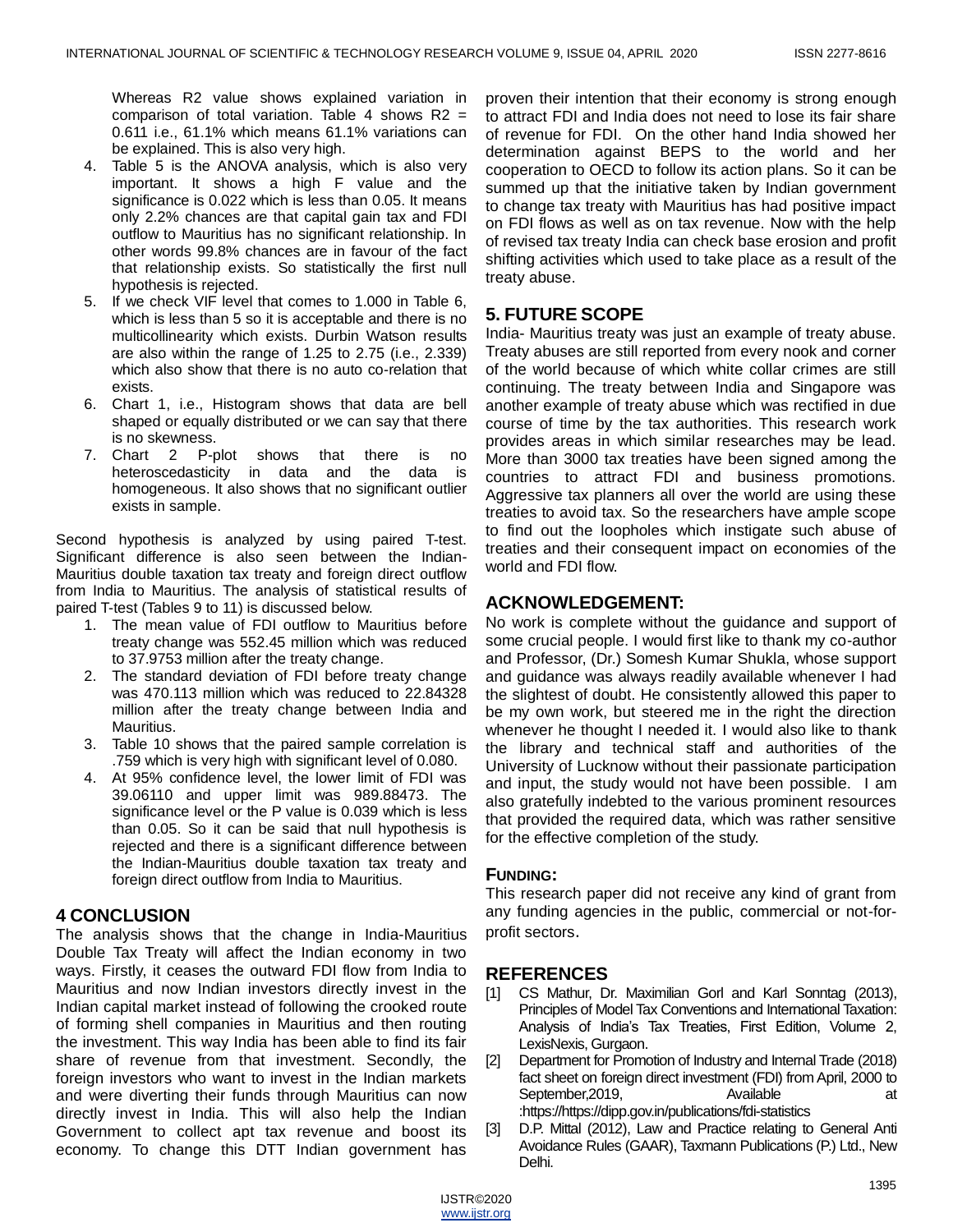Whereas R2 value shows explained variation in comparison of total variation. Table 4 shows R2 = 0.611 i.e., 61.1% which means 61.1% variations can be explained. This is also very high.

4. Table 5 is the ANOVA analysis, which is also very important. It shows a high F value and the significance is 0.022 which is less than 0.05. It means only 2.2% chances are that capital gain tax and FDI outflow to Mauritius has no significant relationship. In other words 99.8% chances are in favour of the fact that relationship exists. So statistically the first null hypothesis is rejected.
5. If we check VIF level that comes to 1.000 in Table 6, which is less than 5 so it is acceptable and there is no multicollinearity which exists. Durbin Watson results are also within the range of 1.25 to 2.75 (i.e., 2.339) which also show that there is no auto co-relation that exists.
6. Chart 1, i.e., Histogram shows that data are bell shaped or equally distributed or we can say that there is no skewness.
7. Chart 2 P-plot shows that there is no heteroscedasticity in data and the data is homogeneous. It also shows that no significant outlier exists in sample.

Second hypothesis is analyzed by using paired T-test. Significant difference is also seen between the Indian-Mauritius double taxation tax treaty and foreign direct outflow from India to Mauritius. The analysis of statistical results of paired T-test (Tables 9 to 11) is discussed below.

1. The mean value of FDI outflow to Mauritius before treaty change was 552.45 million which was reduced to 37.9753 million after the treaty change.
2. The standard deviation of FDI before treaty change was 470.113 million which was reduced to 22.84328 million after the treaty change between India and Mauritius.
3. Table 10 shows that the paired sample correlation is .759 which is very high with significant level of 0.080.
4. At 95% confidence level, the lower limit of FDI was 39.06110 and upper limit was 989.88473. The significance level or the P value is 0.039 which is less than 0.05. So it can be said that null hypothesis is rejected and there is a significant difference between the Indian-Mauritius double taxation tax treaty and foreign direct outflow from India to Mauritius.

## 4 CONCLUSION

The analysis shows that the change in India-Mauritius Double Tax Treaty will affect the Indian economy in two ways. Firstly, it ceases the outward FDI flow from India to Mauritius and now Indian investors directly invest in the Indian capital market instead of following the crooked route of forming shell companies in Mauritius and then routing the investment. This way India has been able to find its fair share of revenue from that investment. Secondly, the foreign investors who want to invest in the Indian markets and were diverting their funds through Mauritius can now directly invest in India. This will also help the Indian Government to collect apt tax revenue and boost its economy. To change this DTT Indian government has proven their intention that their economy is strong enough to attract FDI and India does not need to lose its fair share of revenue for FDI. On the other hand India showed her determination against BEPS to the world and her cooperation to OECD to follow its action plans. So it can be summed up that the initiative taken by Indian government to change tax treaty with Mauritius has had positive impact on FDI flows as well as on tax revenue. Now with the help of revised tax treaty India can check base erosion and profit shifting activities which used to take place as a result of the treaty abuse.

## 5. FUTURE SCOPE

India- Mauritius treaty was just an example of treaty abuse. Treaty abuses are still reported from every nook and corner of the world because of which white collar crimes are still continuing. The treaty between India and Singapore was another example of treaty abuse which was rectified in due course of time by the tax authorities. This research work provides areas in which similar researches may be lead. More than 3000 tax treaties have been signed among the countries to attract FDI and business promotions. Aggressive tax planners all over the world are using these treaties to avoid tax. So the researchers have ample scope to find out the loopholes which instigate such abuse of treaties and their consequent impact on economies of the world and FDI flow.

## ACKNOWLEDGEMENT:

No work is complete without the guidance and support of some crucial people. I would first like to thank my co-author and Professor, (Dr.) Somesh Kumar Shukla, whose support and guidance was always readily available whenever I had the slightest of doubt. He consistently allowed this paper to be my own work, but steered me in the right the direction whenever he thought I needed it. I would also like to thank the library and technical staff and authorities of the University of Lucknow without their passionate participation and input, the study would not have been possible. I am also gratefully indebted to the various prominent resources that provided the required data, which was rather sensitive for the effective completion of the study.

## FUNDING:

This research paper did not receive any kind of grant from any funding agencies in the public, commercial or not-for-profit sectors.

## REFERENCES

[1] CS Mathur, Dr. Maximilian Gorl and Karl Sonntag (2013), Principles of Model Tax Conventions and International Taxation: Analysis of India's Tax Treaties, First Edition, Volume 2, LexisNexis, Gurgaon.

[2] Department for Promotion of Industry and Internal Trade (2018) fact sheet on foreign direct investment (FDI) from April, 2000 to September,2019, Available at :https://https://dipp.gov.in/publications/fdi-statistics

[3] D.P. Mittal (2012), Law and Practice relating to General Anti Avoidance Rules (GAAR), Taxmann Publications (P.) Ltd., New Delhi.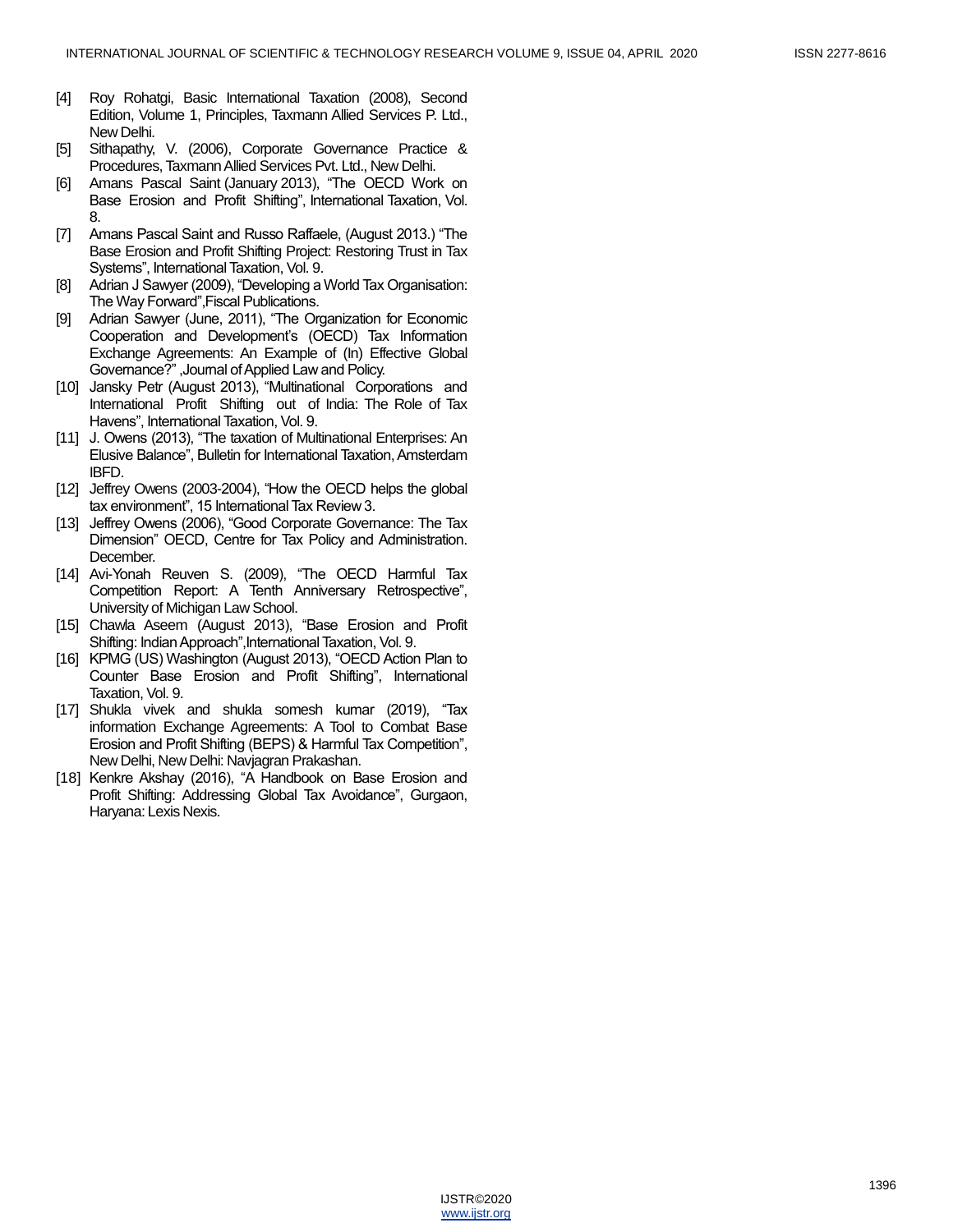[4] Roy Rohatgi, Basic International Taxation (2008), Second Edition, Volume 1, Principles, Taxmann Allied Services P. Ltd., New Delhi.

[5] Sithapathy, V. (2006), Corporate Governance Practice & Procedures, Taxmann Allied Services Pvt. Ltd., New Delhi.

[6] Amans Pascal Saint (January 2013), "The OECD Work on Base Erosion and Profit Shifting", International Taxation, Vol. 8.

[7] Amans Pascal Saint and Russo Raffaele, (August 2013.) "The Base Erosion and Profit Shifting Project: Restoring Trust in Tax Systems", International Taxation, Vol. 9.

[8] Adrian J Sawyer (2009), "Developing a World Tax Organisation: The Way Forward",Fiscal Publications.

[9] Adrian Sawyer (June, 2011), "The Organization for Economic Cooperation and Development's (OECD) Tax Information Exchange Agreements: An Example of (In) Effective Global Governance?" ,Journal of Applied Law and Policy.

[10] Jansky Petr (August 2013), "Multinational Corporations and International Profit Shifting out of India: The Role of Tax Havens", International Taxation, Vol. 9.

[11] J. Owens (2013), "The taxation of Multinational Enterprises: An Elusive Balance", Bulletin for International Taxation, Amsterdam IBFD.

[12] Jeffrey Owens (2003-2004), "How the OECD helps the global tax environment", 15 International Tax Review 3.

[13] Jeffrey Owens (2006), "Good Corporate Governance: The Tax Dimension" OECD, Centre for Tax Policy and Administration. December.

[14] Avi-Yonah Reuven S. (2009), "The OECD Harmful Tax Competition Report: A Tenth Anniversary Retrospective", University of Michigan Law School.

[15] Chawla Aseem (August 2013), "Base Erosion and Profit Shifting: Indian Approach",International Taxation, Vol. 9.

[16] KPMG (US) Washington (August 2013), "OECD Action Plan to Counter Base Erosion and Profit Shifting", International Taxation, Vol. 9.

[17] Shukla vivek and shukla somesh kumar (2019), "Tax information Exchange Agreements: A Tool to Combat Base Erosion and Profit Shifting (BEPS) & Harmful Tax Competition", New Delhi, New Delhi: Navjagran Prakashan.

[18] Kenkre Akshay (2016), "A Handbook on Base Erosion and Profit Shifting: Addressing Global Tax Avoidance", Gurgaon, Haryana: Lexis Nexis.